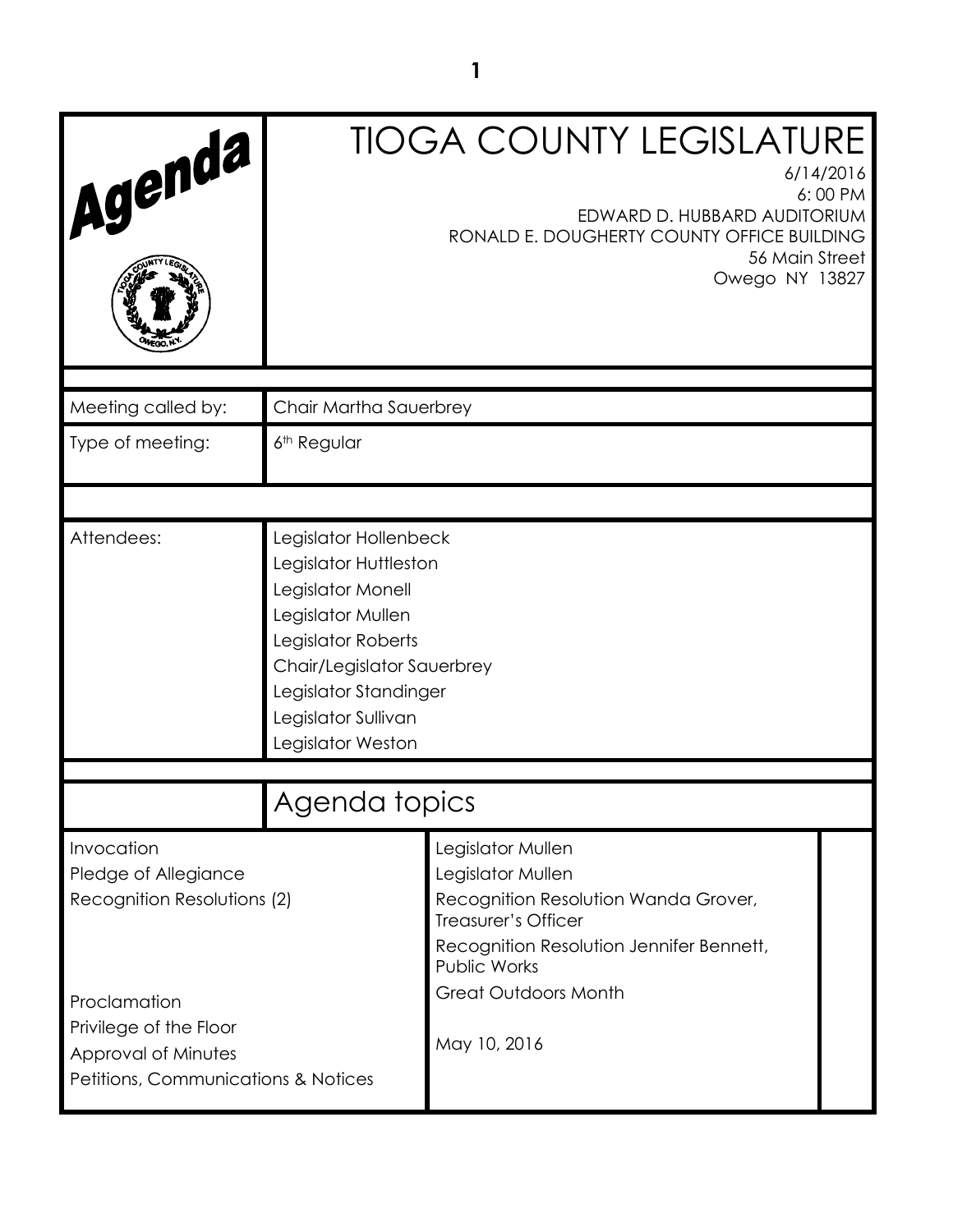# TIOGA COUNTY LEGISLATURE

6/14/2016
6:00 PM
EDWARD D. HUBBARD AUDITORIUM
RONALD E. DOUGHERTY COUNTY OFFICE BUILDING
56 Main Street
Owego NY 13827

| | |
|---|---|
| Meeting called by: | Chair Martha Sauerbrey |
| Type of meeting: | 6th Regular |

| | |
|---|---|
| Attendees: | Legislator Hollenbeck<br>Legislator Huttleston<br>Legislator Monell<br>Legislator Mullen<br>Legislator Roberts<br>Chair/Legislator Sauerbrey<br>Legislator Standinger<br>Legislator Sullivan<br>Legislator Weston |

## Agenda topics

| | | |
|---|---|---|
| Invocation | Legislator Mullen | |
| Pledge of Allegiance | Legislator Mullen | |
| Recognition Resolutions (2) | Recognition Resolution Wanda Grover, Treasurer's Officer<br>Recognition Resolution Jennifer Bennett, Public Works | |
| Proclamation | Great Outdoors Month | |
| Privilege of the Floor | | |
| Approval of Minutes | May 10, 2016 | |
| Petitions, Communications & Notices | | |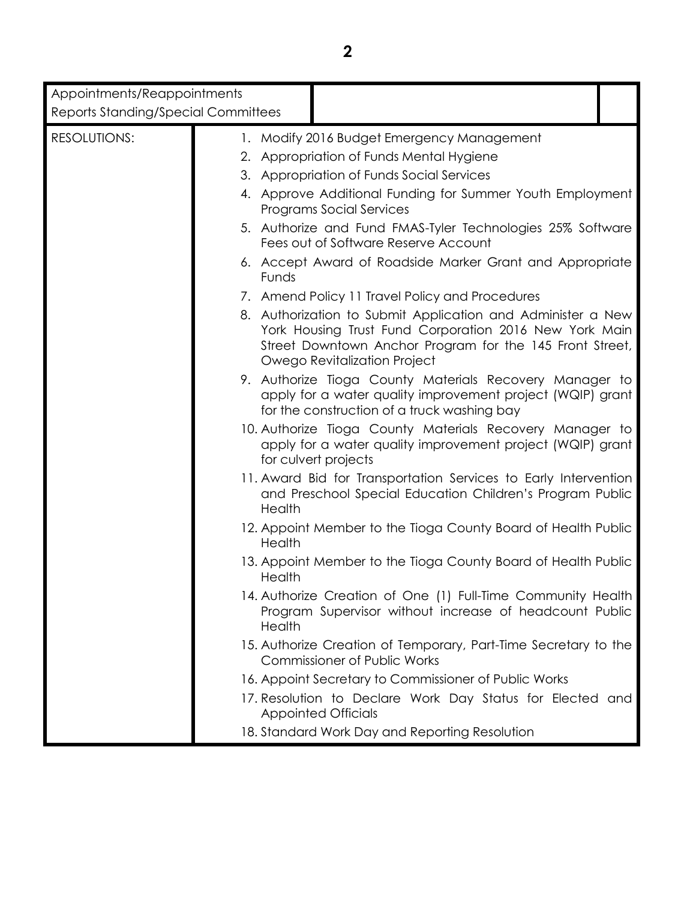| Appointments/Reappointments<br>Reports Standing/Special Committees | | |
|---|---|---|
| RESOLUTIONS: | 1. Modify 2016 Budget Emergency Management<br>2. Appropriation of Funds Mental Hygiene<br>3. Appropriation of Funds Social Services<br>4. Approve Additional Funding for Summer Youth Employment Programs Social Services<br>5. Authorize and Fund FMAS-Tyler Technologies 25% Software Fees out of Software Reserve Account<br>6. Accept Award of Roadside Marker Grant and Appropriate Funds<br>7. Amend Policy 11 Travel Policy and Procedures<br>8. Authorization to Submit Application and Administer a New York Housing Trust Fund Corporation 2016 New York Main Street Downtown Anchor Program for the 145 Front Street, Owego Revitalization Project<br>9. Authorize Tioga County Materials Recovery Manager to apply for a water quality improvement project (WQIP) grant for the construction of a truck washing bay<br>10. Authorize Tioga County Materials Recovery Manager to apply for a water quality improvement project (WQIP) grant for culvert projects<br>11. Award Bid for Transportation Services to Early Intervention and Preschool Special Education Children's Program Public Health<br>12. Appoint Member to the Tioga County Board of Health Public Health<br>13. Appoint Member to the Tioga County Board of Health Public Health<br>14. Authorize Creation of One (1) Full-Time Community Health Program Supervisor without increase of headcount Public Health<br>15. Authorize Creation of Temporary, Part-Time Secretary to the Commissioner of Public Works<br>16. Appoint Secretary to Commissioner of Public Works<br>17. Resolution to Declare Work Day Status for Elected and Appointed Officials<br>18. Standard Work Day and Reporting Resolution | |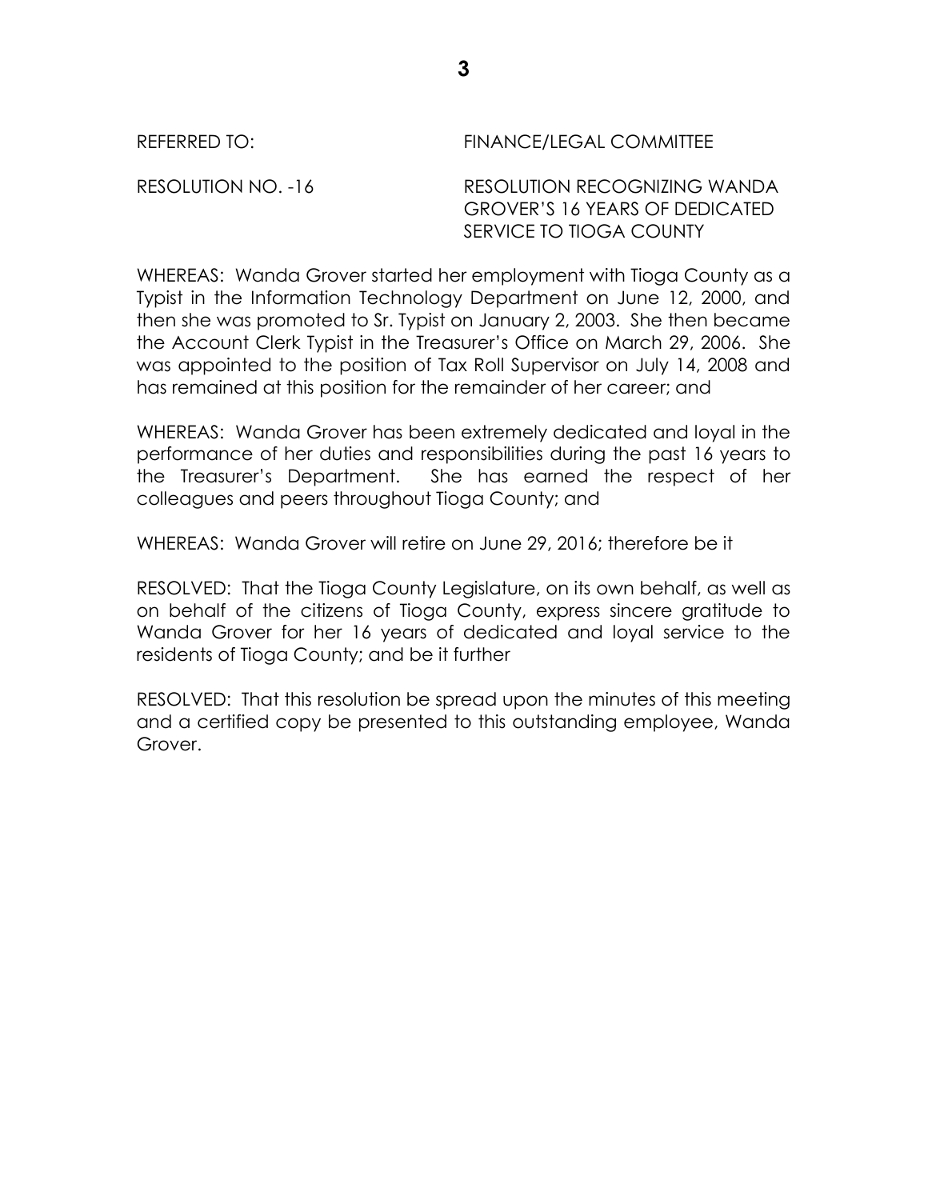REFERRED TO: FINANCE/LEGAL COMMITTEE

RESOLUTION NO. -16 RESOLUTION RECOGNIZING WANDA GROVER'S 16 YEARS OF DEDICATED SERVICE TO TIOGA COUNTY

WHEREAS: Wanda Grover started her employment with Tioga County as a Typist in the Information Technology Department on June 12, 2000, and then she was promoted to Sr. Typist on January 2, 2003. She then became the Account Clerk Typist in the Treasurer's Office on March 29, 2006. She was appointed to the position of Tax Roll Supervisor on July 14, 2008 and has remained at this position for the remainder of her career; and

WHEREAS: Wanda Grover has been extremely dedicated and loyal in the performance of her duties and responsibilities during the past 16 years to the Treasurer's Department. She has earned the respect of her colleagues and peers throughout Tioga County; and

WHEREAS: Wanda Grover will retire on June 29, 2016; therefore be it

RESOLVED: That the Tioga County Legislature, on its own behalf, as well as on behalf of the citizens of Tioga County, express sincere gratitude to Wanda Grover for her 16 years of dedicated and loyal service to the residents of Tioga County; and be it further

RESOLVED: That this resolution be spread upon the minutes of this meeting and a certified copy be presented to this outstanding employee, Wanda Grover.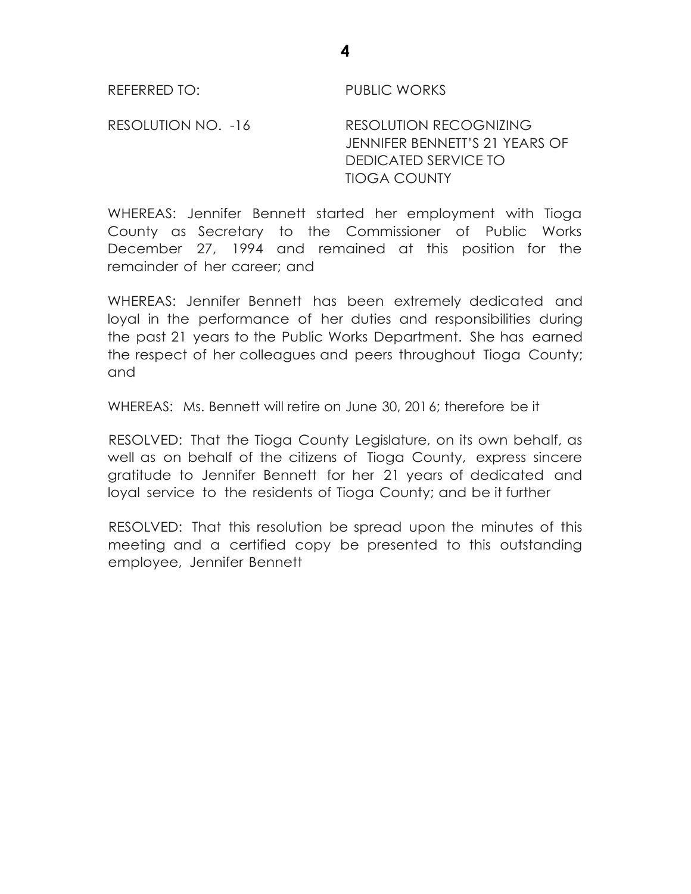REFERRED TO: PUBLIC WORKS

RESOLUTION NO. -16 RESOLUTION RECOGNIZING JENNIFER BENNETT'S 21 YEARS OF DEDICATED SERVICE TO TIOGA COUNTY

WHEREAS: Jennifer Bennett started her employment with Tioga County as Secretary to the Commissioner of Public Works December 27, 1994 and remained at this position for the remainder of her career; and

WHEREAS: Jennifer Bennett has been extremely dedicated and loyal in the performance of her duties and responsibilities during the past 21 years to the Public Works Department. She has earned the respect of her colleagues and peers throughout Tioga County; and

WHEREAS: Ms. Bennett will retire on June 30, 2016; therefore be it

RESOLVED: That the Tioga County Legislature, on its own behalf, as well as on behalf of the citizens of Tioga County, express sincere gratitude to Jennifer Bennett for her 21 years of dedicated and loyal service to the residents of Tioga County; and be it further

RESOLVED: That this resolution be spread upon the minutes of this meeting and a certified copy be presented to this outstanding employee, Jennifer Bennett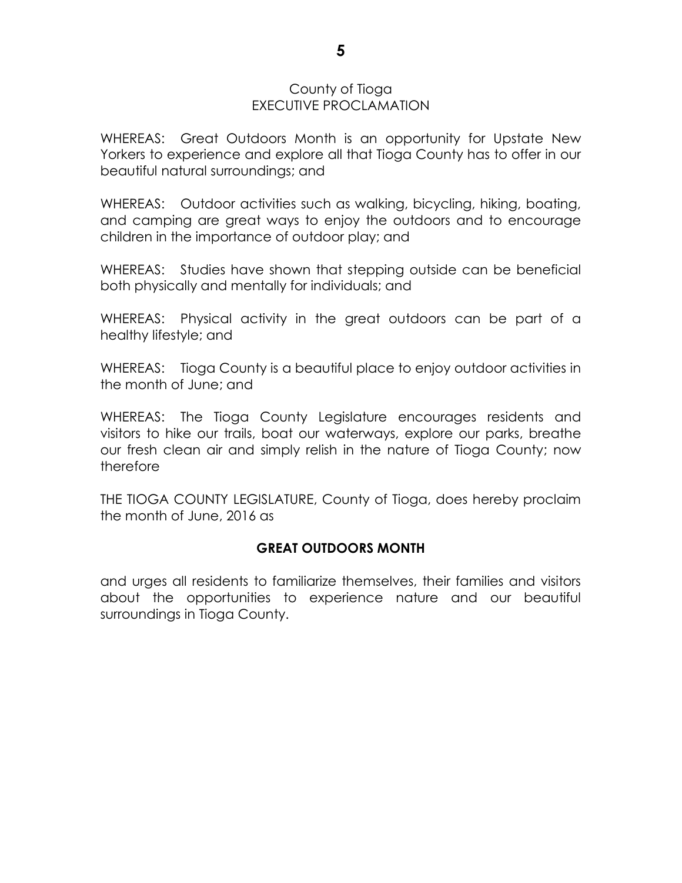County of Tioga
EXECUTIVE PROCLAMATION

WHEREAS: Great Outdoors Month is an opportunity for Upstate New Yorkers to experience and explore all that Tioga County has to offer in our beautiful natural surroundings; and

WHEREAS: Outdoor activities such as walking, bicycling, hiking, boating, and camping are great ways to enjoy the outdoors and to encourage children in the importance of outdoor play; and

WHEREAS: Studies have shown that stepping outside can be beneficial both physically and mentally for individuals; and

WHEREAS: Physical activity in the great outdoors can be part of a healthy lifestyle; and

WHEREAS: Tioga County is a beautiful place to enjoy outdoor activities in the month of June; and

WHEREAS: The Tioga County Legislature encourages residents and visitors to hike our trails, boat our waterways, explore our parks, breathe our fresh clean air and simply relish in the nature of Tioga County; now therefore

THE TIOGA COUNTY LEGISLATURE, County of Tioga, does hereby proclaim the month of June, 2016 as

**GREAT OUTDOORS MONTH**

and urges all residents to familiarize themselves, their families and visitors about the opportunities to experience nature and our beautiful surroundings in Tioga County.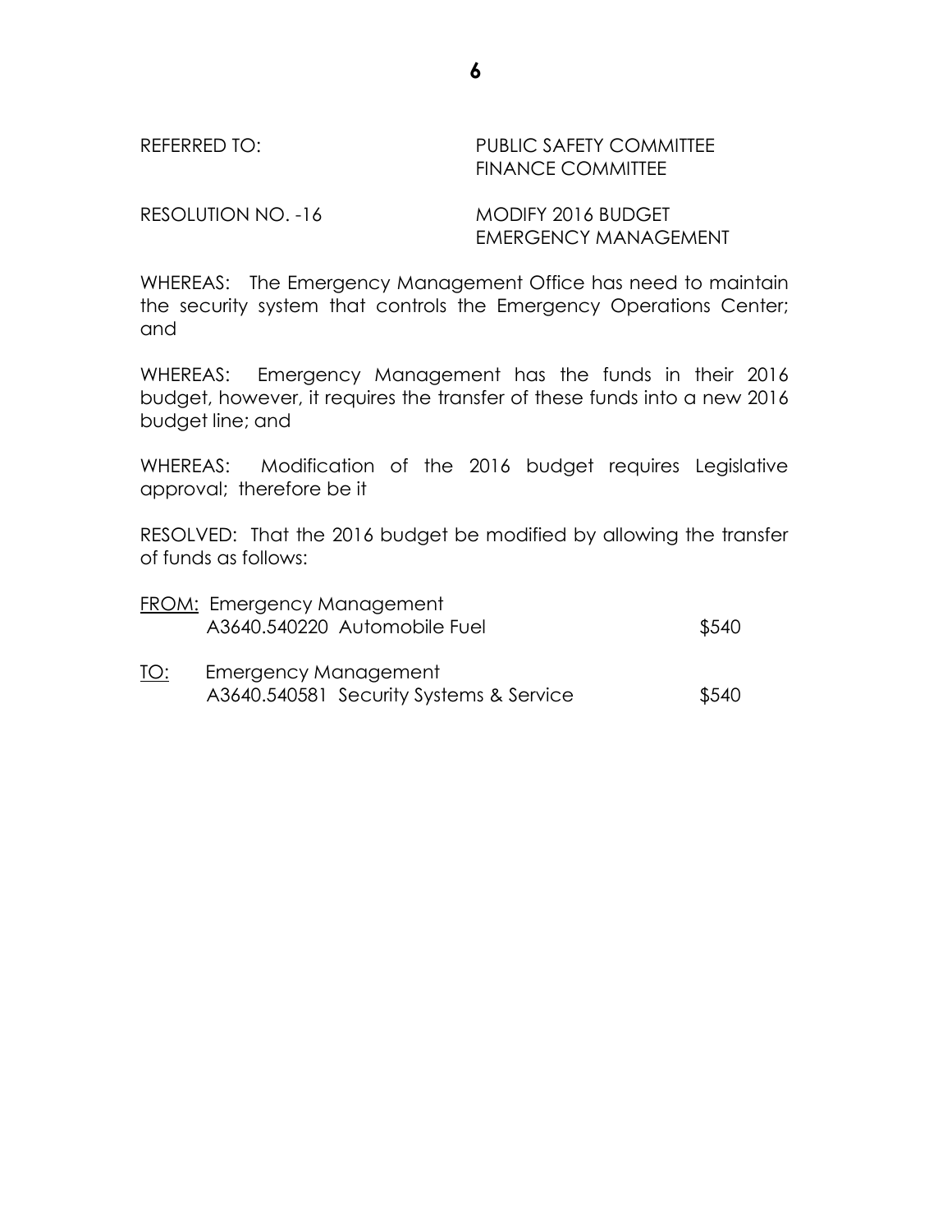REFERRED TO: PUBLIC SAFETY COMMITTEE
FINANCE COMMITTEE

RESOLUTION NO. -16 MODIFY 2016 BUDGET
EMERGENCY MANAGEMENT

WHEREAS: The Emergency Management Office has need to maintain the security system that controls the Emergency Operations Center; and

WHEREAS: Emergency Management has the funds in their 2016 budget, however, it requires the transfer of these funds into a new 2016 budget line; and

WHEREAS: Modification of the 2016 budget requires Legislative approval; therefore be it

RESOLVED: That the 2016 budget be modified by allowing the transfer of funds as follows:

FROM: Emergency Management
A3640.540220 Automobile Fuel $540

TO: Emergency Management
A3640.540581 Security Systems & Service $540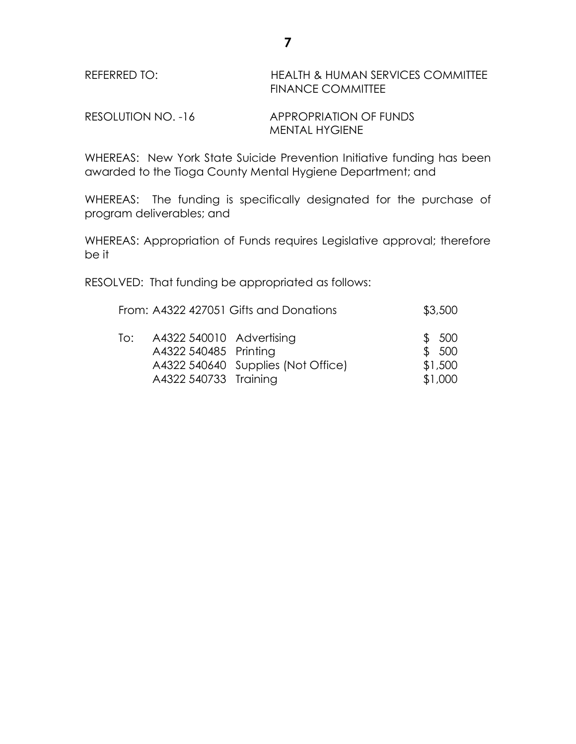REFERRED TO: HEALTH & HUMAN SERVICES COMMITTEE
FINANCE COMMITTEE

RESOLUTION NO. -16 APPROPRIATION OF FUNDS
MENTAL HYGIENE

WHEREAS: New York State Suicide Prevention Initiative funding has been awarded to the Tioga County Mental Hygiene Department; and

WHEREAS: The funding is specifically designated for the purchase of program deliverables; and

WHEREAS: Appropriation of Funds requires Legislative approval; therefore be it

RESOLVED: That funding be appropriated as follows:

| | | | |
|---|---|---|---|
| From: | A4322 427051 | Gifts and Donations | $3,500 |
| To: | A4322 540010 | Advertising | $ 500 |
| | A4322 540485 | Printing | $ 500 |
| | A4322 540640 | Supplies (Not Office) | $1,500 |
| | A4322 540733 | Training | $1,000 |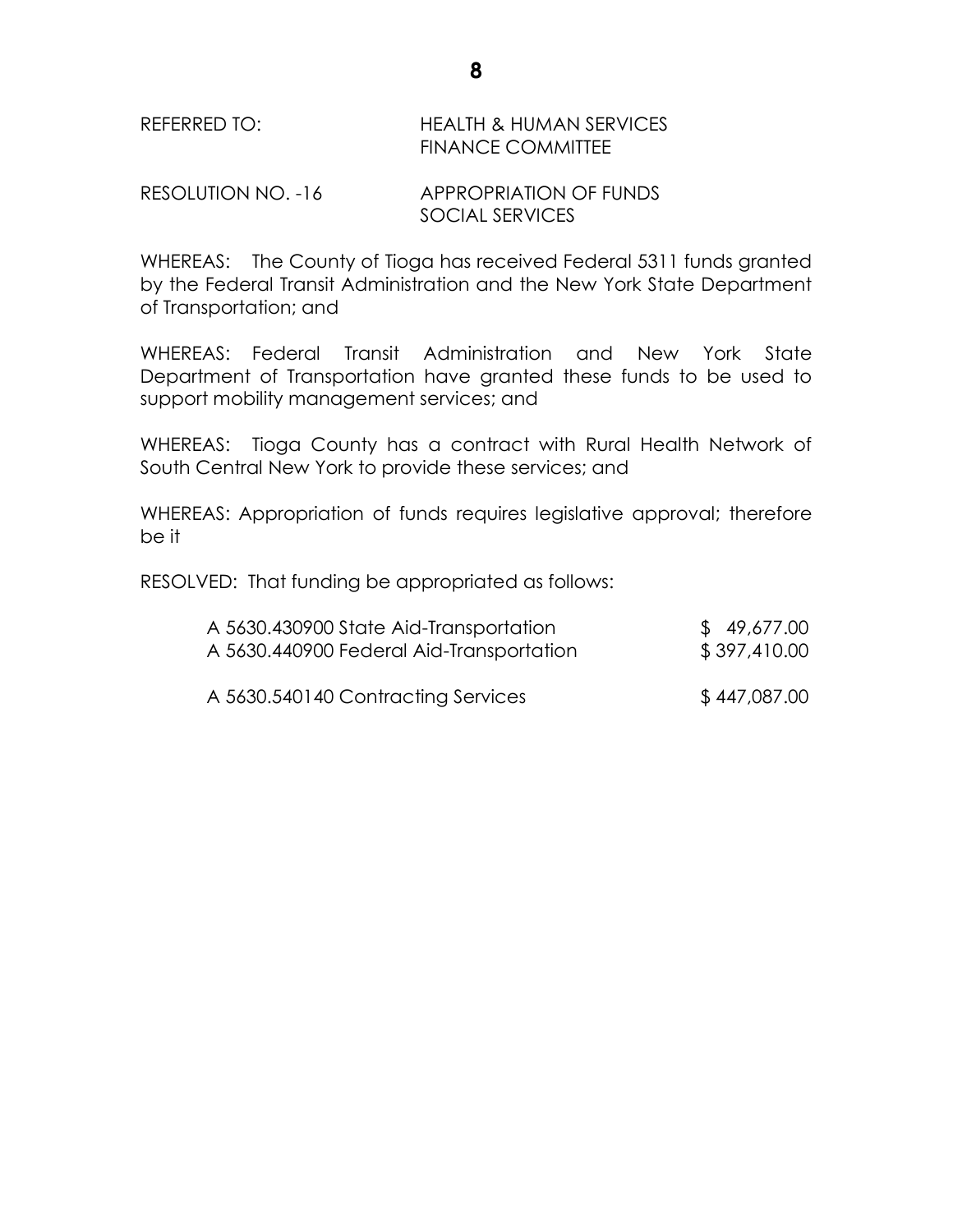REFERRED TO: HEALTH & HUMAN SERVICES
FINANCE COMMITTEE

RESOLUTION NO. -16 APPROPRIATION OF FUNDS
SOCIAL SERVICES

WHEREAS: The County of Tioga has received Federal 5311 funds granted by the Federal Transit Administration and the New York State Department of Transportation; and

WHEREAS: Federal Transit Administration and New York State Department of Transportation have granted these funds to be used to support mobility management services; and

WHEREAS: Tioga County has a contract with Rural Health Network of South Central New York to provide these services; and

WHEREAS: Appropriation of funds requires legislative approval; therefore be it

RESOLVED: That funding be appropriated as follows:

| | |
|---|---|
| A 5630.430900 State Aid-Transportation | $ 49,677.00 |
| A 5630.440900 Federal Aid-Transportation | $ 397,410.00 |
| | |
| A 5630.540140 Contracting Services | $ 447,087.00 |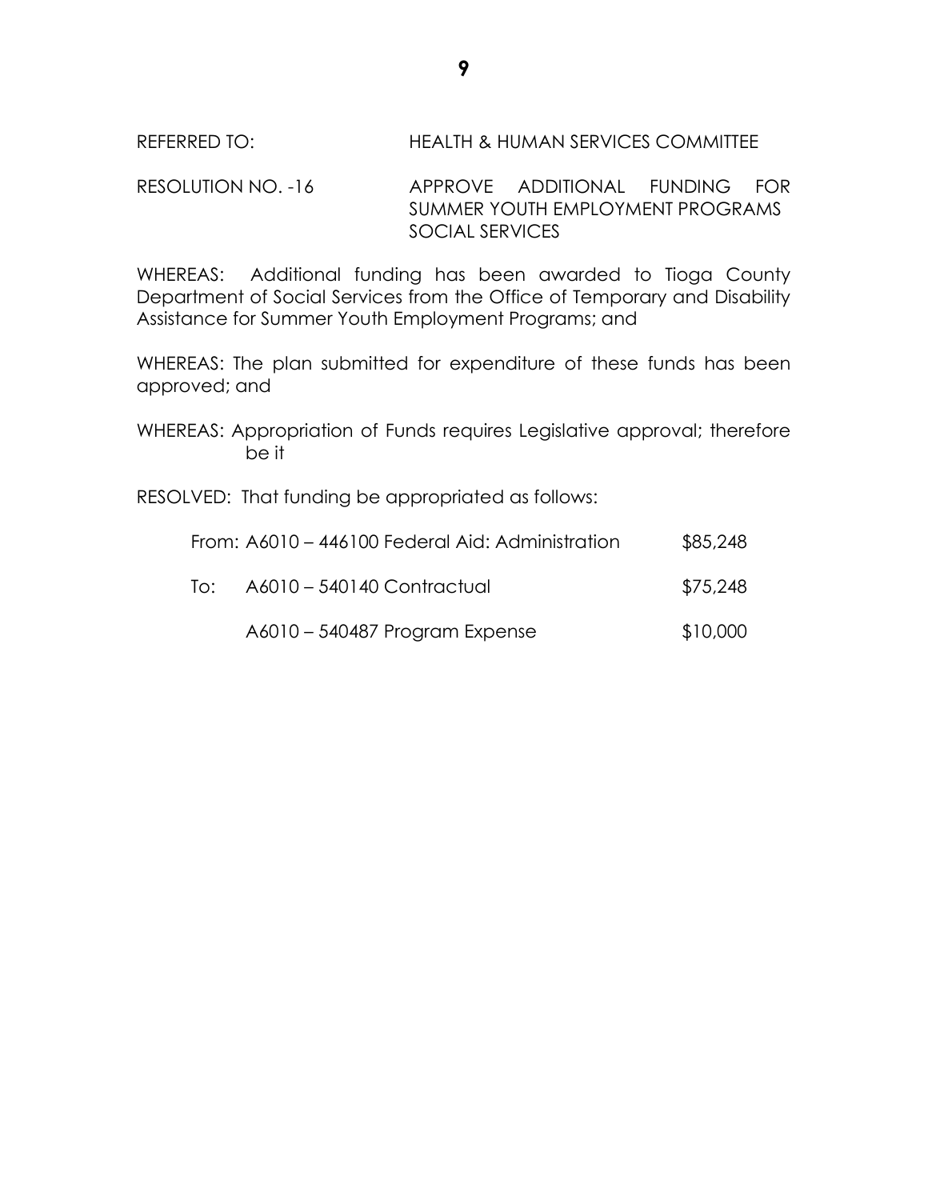REFERRED TO: HEALTH & HUMAN SERVICES COMMITTEE

RESOLUTION NO. -16 APPROVE ADDITIONAL FUNDING FOR SUMMER YOUTH EMPLOYMENT PROGRAMS SOCIAL SERVICES

WHEREAS: Additional funding has been awarded to Tioga County Department of Social Services from the Office of Temporary and Disability Assistance for Summer Youth Employment Programs; and

WHEREAS: The plan submitted for expenditure of these funds has been approved; and

WHEREAS: Appropriation of Funds requires Legislative approval; therefore be it

RESOLVED: That funding be appropriated as follows:

| | | |
|---|---|---|
| From: | A6010 – 446100 Federal Aid: Administration | $85,248 |
| To: | A6010 – 540140 Contractual | $75,248 |
| | A6010 – 540487 Program Expense | $10,000 |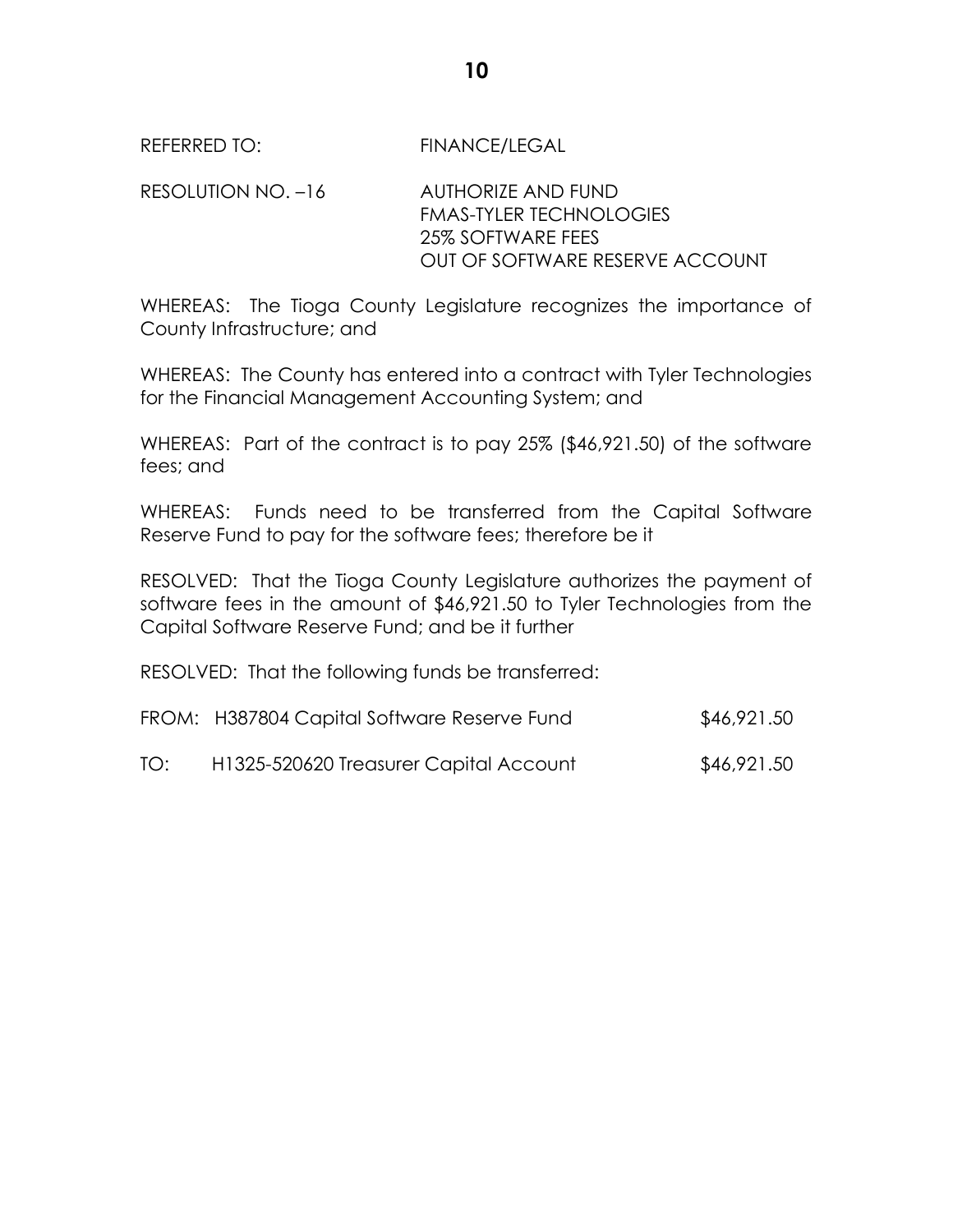REFERRED TO: FINANCE/LEGAL

RESOLUTION NO. –16 AUTHORIZE AND FUND
FMAS-TYLER TECHNOLOGIES
25% SOFTWARE FEES
OUT OF SOFTWARE RESERVE ACCOUNT

WHEREAS: The Tioga County Legislature recognizes the importance of County Infrastructure; and

WHEREAS: The County has entered into a contract with Tyler Technologies for the Financial Management Accounting System; and

WHEREAS: Part of the contract is to pay 25% ($46,921.50) of the software fees; and

WHEREAS: Funds need to be transferred from the Capital Software Reserve Fund to pay for the software fees; therefore be it

RESOLVED: That the Tioga County Legislature authorizes the payment of software fees in the amount of $46,921.50 to Tyler Technologies from the Capital Software Reserve Fund; and be it further

RESOLVED: That the following funds be transferred:

| | | |
|---|---|---|
| FROM: | H387804 Capital Software Reserve Fund | $46,921.50 |
| TO: | H1325-520620 Treasurer Capital Account | $46,921.50 |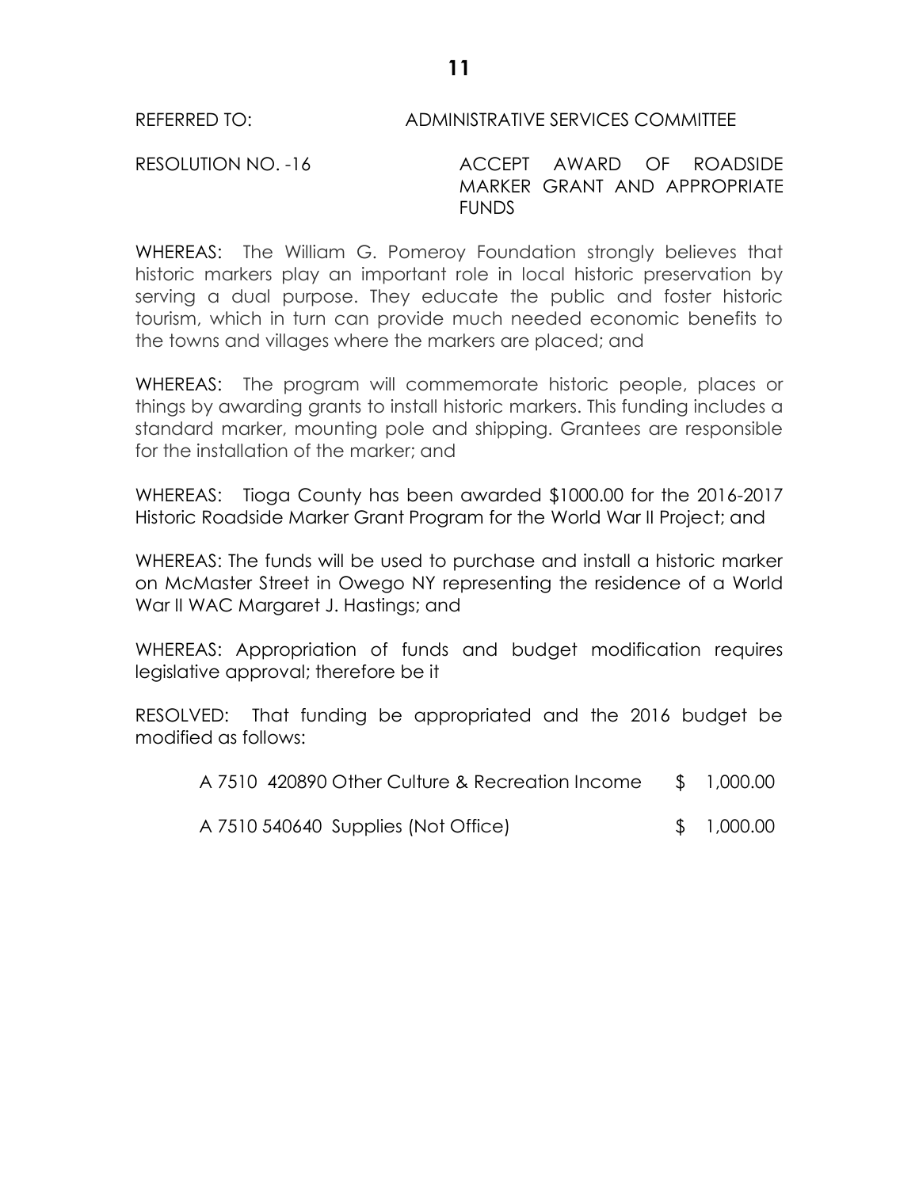REFERRED TO: ADMINISTRATIVE SERVICES COMMITTEE

RESOLUTION NO. -16 ACCEPT AWARD OF ROADSIDE MARKER GRANT AND APPROPRIATE FUNDS

WHEREAS: The William G. Pomeroy Foundation strongly believes that historic markers play an important role in local historic preservation by serving a dual purpose. They educate the public and foster historic tourism, which in turn can provide much needed economic benefits to the towns and villages where the markers are placed; and

WHEREAS: The program will commemorate historic people, places or things by awarding grants to install historic markers. This funding includes a standard marker, mounting pole and shipping. Grantees are responsible for the installation of the marker; and

WHEREAS: Tioga County has been awarded $1000.00 for the 2016-2017 Historic Roadside Marker Grant Program for the World War II Project; and

WHEREAS: The funds will be used to purchase and install a historic marker on McMaster Street in Owego NY representing the residence of a World War II WAC Margaret J. Hastings; and

WHEREAS: Appropriation of funds and budget modification requires legislative approval; therefore be it

RESOLVED: That funding be appropriated and the 2016 budget be modified as follows:

| | |
|---|---|
| A 7510 420890 Other Culture & Recreation Income | $ 1,000.00 |
| A 7510 540640 Supplies (Not Office) | $ 1,000.00 |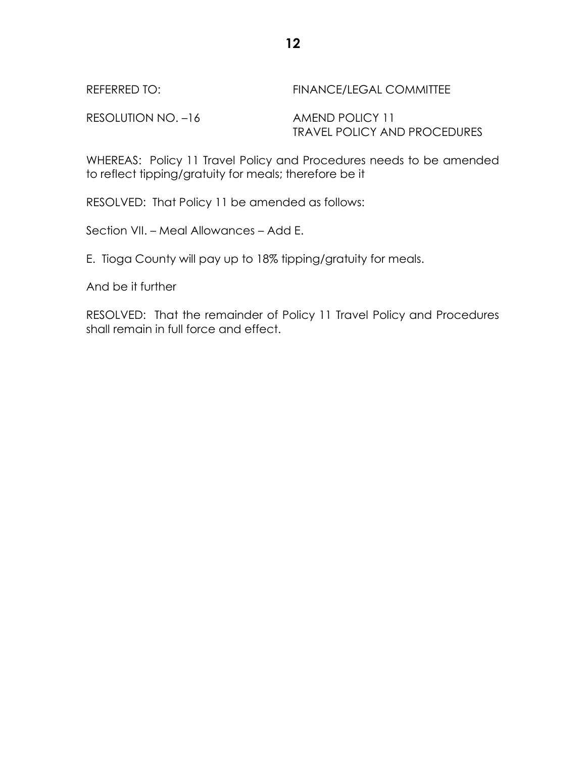REFERRED TO: FINANCE/LEGAL COMMITTEE

RESOLUTION NO. –16 AMEND POLICY 11
TRAVEL POLICY AND PROCEDURES

WHEREAS: Policy 11 Travel Policy and Procedures needs to be amended to reflect tipping/gratuity for meals; therefore be it

RESOLVED: That Policy 11 be amended as follows:

Section VII. – Meal Allowances – Add E.

E. Tioga County will pay up to 18% tipping/gratuity for meals.

And be it further

RESOLVED: That the remainder of Policy 11 Travel Policy and Procedures shall remain in full force and effect.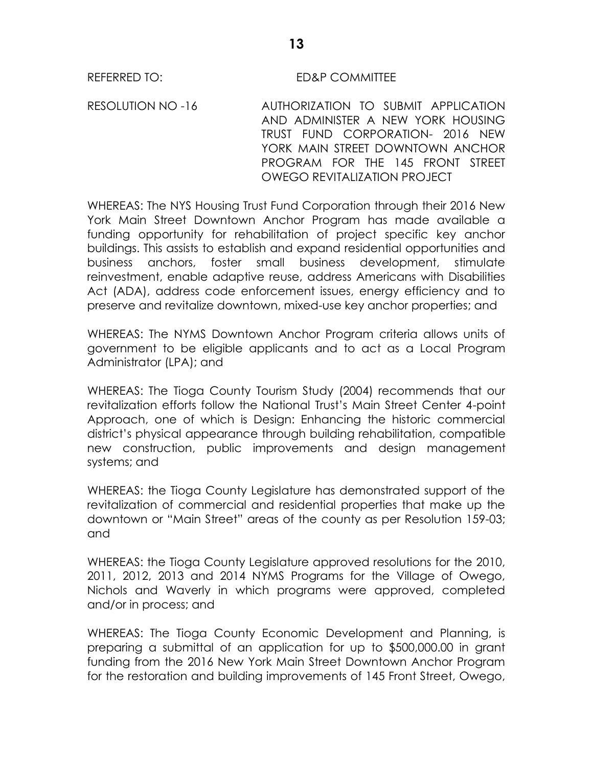REFERRED TO: ED&P COMMITTEE

RESOLUTION NO -16 AUTHORIZATION TO SUBMIT APPLICATION AND ADMINISTER A NEW YORK HOUSING TRUST FUND CORPORATION- 2016 NEW YORK MAIN STREET DOWNTOWN ANCHOR PROGRAM FOR THE 145 FRONT STREET OWEGO REVITALIZATION PROJECT

WHEREAS: The NYS Housing Trust Fund Corporation through their 2016 New York Main Street Downtown Anchor Program has made available a funding opportunity for rehabilitation of project specific key anchor buildings. This assists to establish and expand residential opportunities and business anchors, foster small business development, stimulate reinvestment, enable adaptive reuse, address Americans with Disabilities Act (ADA), address code enforcement issues, energy efficiency and to preserve and revitalize downtown, mixed-use key anchor properties; and

WHEREAS: The NYMS Downtown Anchor Program criteria allows units of government to be eligible applicants and to act as a Local Program Administrator (LPA); and

WHEREAS: The Tioga County Tourism Study (2004) recommends that our revitalization efforts follow the National Trust's Main Street Center 4-point Approach, one of which is Design: Enhancing the historic commercial district's physical appearance through building rehabilitation, compatible new construction, public improvements and design management systems; and

WHEREAS: the Tioga County Legislature has demonstrated support of the revitalization of commercial and residential properties that make up the downtown or "Main Street" areas of the county as per Resolution 159-03; and

WHEREAS: the Tioga County Legislature approved resolutions for the 2010, 2011, 2012, 2013 and 2014 NYMS Programs for the Village of Owego, Nichols and Waverly in which programs were approved, completed and/or in process; and

WHEREAS: The Tioga County Economic Development and Planning, is preparing a submittal of an application for up to $500,000.00 in grant funding from the 2016 New York Main Street Downtown Anchor Program for the restoration and building improvements of 145 Front Street, Owego,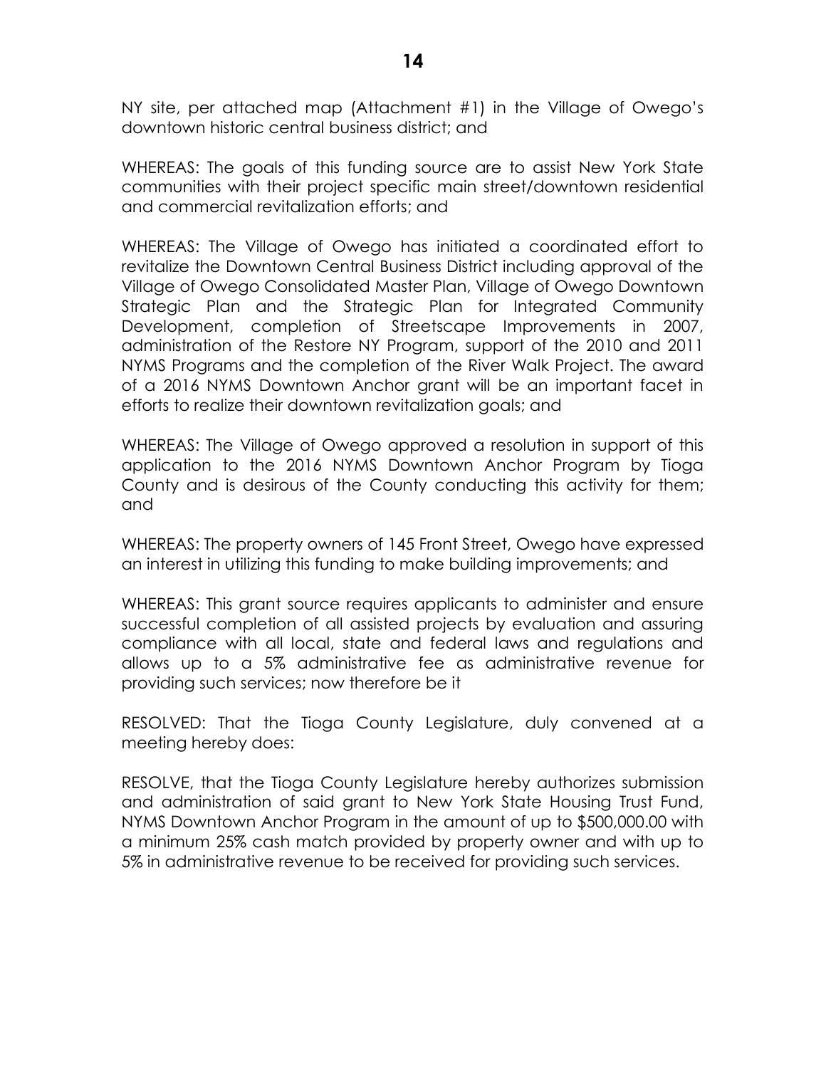NY site, per attached map (Attachment #1) in the Village of Owego's downtown historic central business district; and

WHEREAS: The goals of this funding source are to assist New York State communities with their project specific main street/downtown residential and commercial revitalization efforts; and

WHEREAS: The Village of Owego has initiated a coordinated effort to revitalize the Downtown Central Business District including approval of the Village of Owego Consolidated Master Plan, Village of Owego Downtown Strategic Plan and the Strategic Plan for Integrated Community Development, completion of Streetscape Improvements in 2007, administration of the Restore NY Program, support of the 2010 and 2011 NYMS Programs and the completion of the River Walk Project. The award of a 2016 NYMS Downtown Anchor grant will be an important facet in efforts to realize their downtown revitalization goals; and

WHEREAS: The Village of Owego approved a resolution in support of this application to the 2016 NYMS Downtown Anchor Program by Tioga County and is desirous of the County conducting this activity for them; and

WHEREAS: The property owners of 145 Front Street, Owego have expressed an interest in utilizing this funding to make building improvements; and

WHEREAS: This grant source requires applicants to administer and ensure successful completion of all assisted projects by evaluation and assuring compliance with all local, state and federal laws and regulations and allows up to a 5% administrative fee as administrative revenue for providing such services; now therefore be it

RESOLVED: That the Tioga County Legislature, duly convened at a meeting hereby does:

RESOLVE, that the Tioga County Legislature hereby authorizes submission and administration of said grant to New York State Housing Trust Fund, NYMS Downtown Anchor Program in the amount of up to $500,000.00 with a minimum 25% cash match provided by property owner and with up to 5% in administrative revenue to be received for providing such services.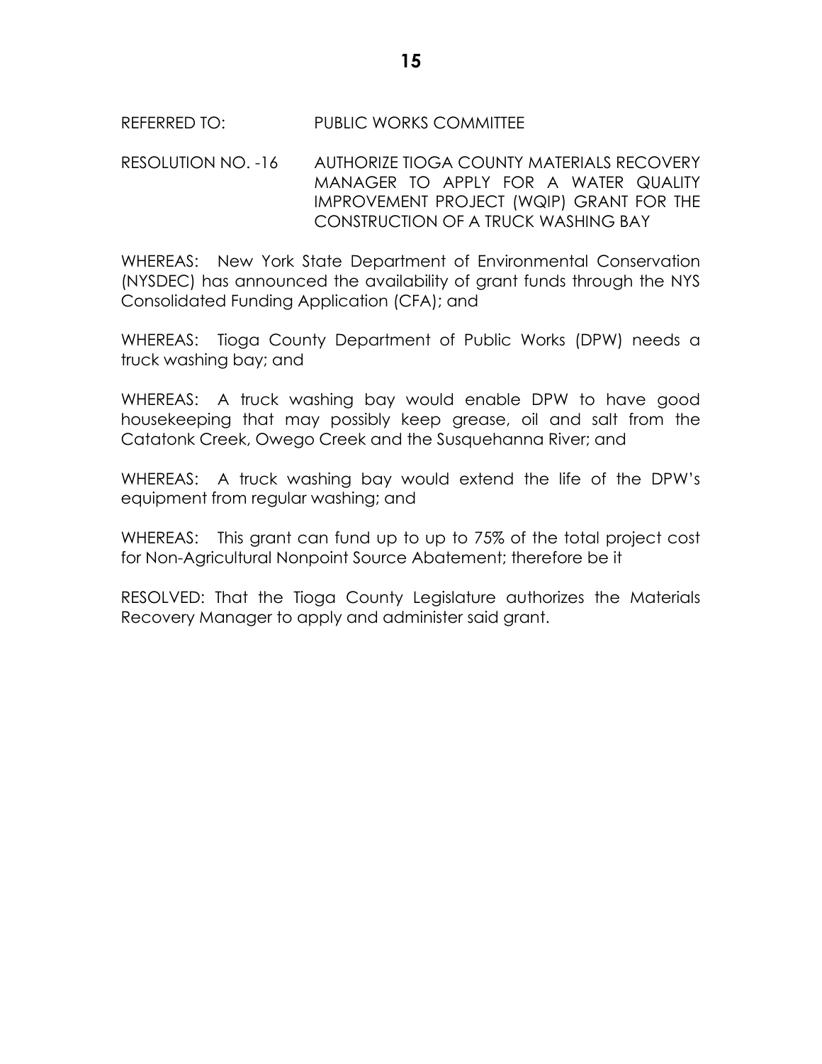REFERRED TO: PUBLIC WORKS COMMITTEE

RESOLUTION NO. -16 AUTHORIZE TIOGA COUNTY MATERIALS RECOVERY MANAGER TO APPLY FOR A WATER QUALITY IMPROVEMENT PROJECT (WQIP) GRANT FOR THE CONSTRUCTION OF A TRUCK WASHING BAY

WHEREAS: New York State Department of Environmental Conservation (NYSDEC) has announced the availability of grant funds through the NYS Consolidated Funding Application (CFA); and

WHEREAS: Tioga County Department of Public Works (DPW) needs a truck washing bay; and

WHEREAS: A truck washing bay would enable DPW to have good housekeeping that may possibly keep grease, oil and salt from the Catatonk Creek, Owego Creek and the Susquehanna River; and

WHEREAS: A truck washing bay would extend the life of the DPW's equipment from regular washing; and

WHEREAS: This grant can fund up to up to 75% of the total project cost for Non-Agricultural Nonpoint Source Abatement; therefore be it

RESOLVED: That the Tioga County Legislature authorizes the Materials Recovery Manager to apply and administer said grant.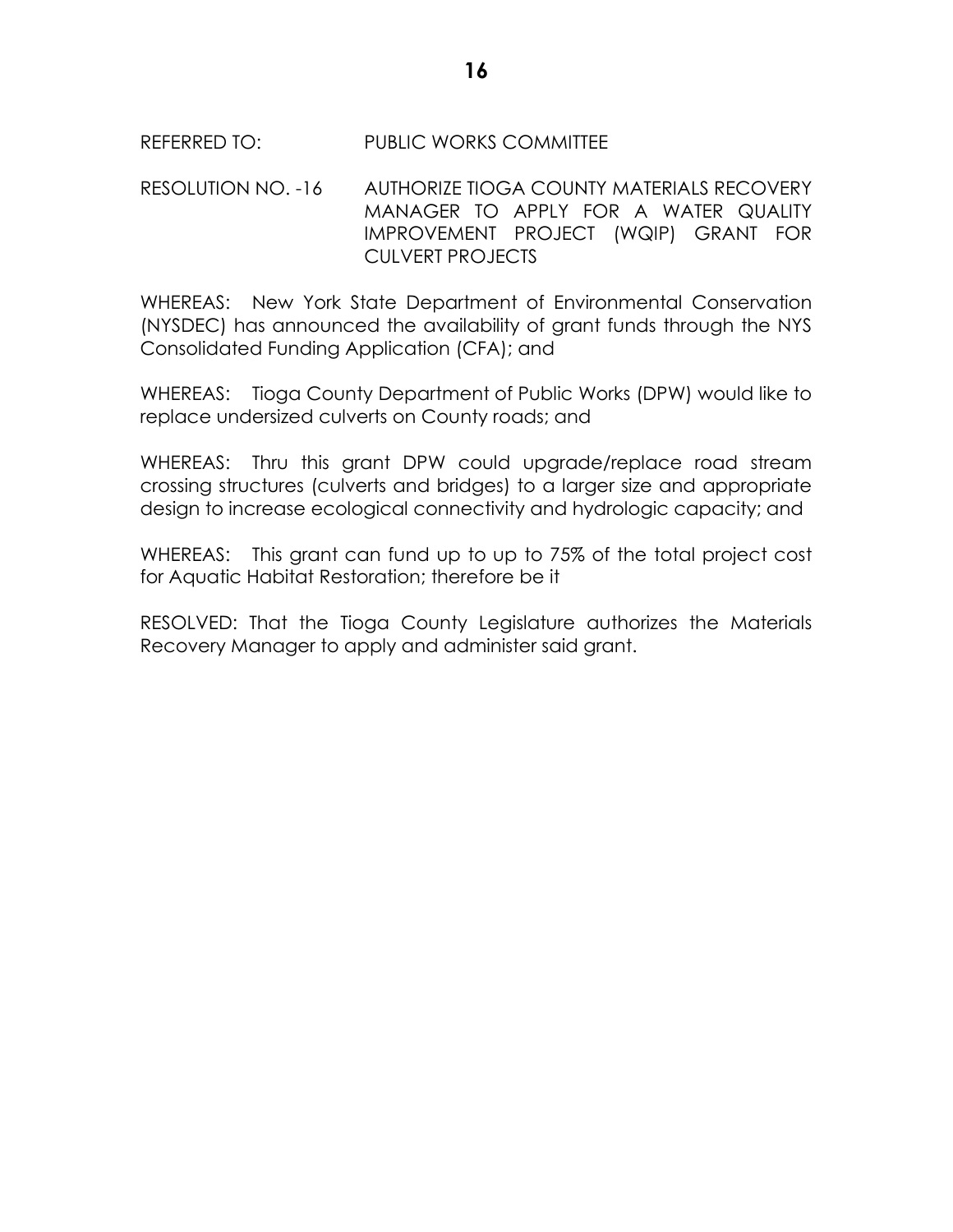REFERRED TO: PUBLIC WORKS COMMITTEE

RESOLUTION NO. -16 AUTHORIZE TIOGA COUNTY MATERIALS RECOVERY MANAGER TO APPLY FOR A WATER QUALITY IMPROVEMENT PROJECT (WQIP) GRANT FOR CULVERT PROJECTS

WHEREAS: New York State Department of Environmental Conservation (NYSDEC) has announced the availability of grant funds through the NYS Consolidated Funding Application (CFA); and

WHEREAS: Tioga County Department of Public Works (DPW) would like to replace undersized culverts on County roads; and

WHEREAS: Thru this grant DPW could upgrade/replace road stream crossing structures (culverts and bridges) to a larger size and appropriate design to increase ecological connectivity and hydrologic capacity; and

WHEREAS: This grant can fund up to up to 75% of the total project cost for Aquatic Habitat Restoration; therefore be it

RESOLVED: That the Tioga County Legislature authorizes the Materials Recovery Manager to apply and administer said grant.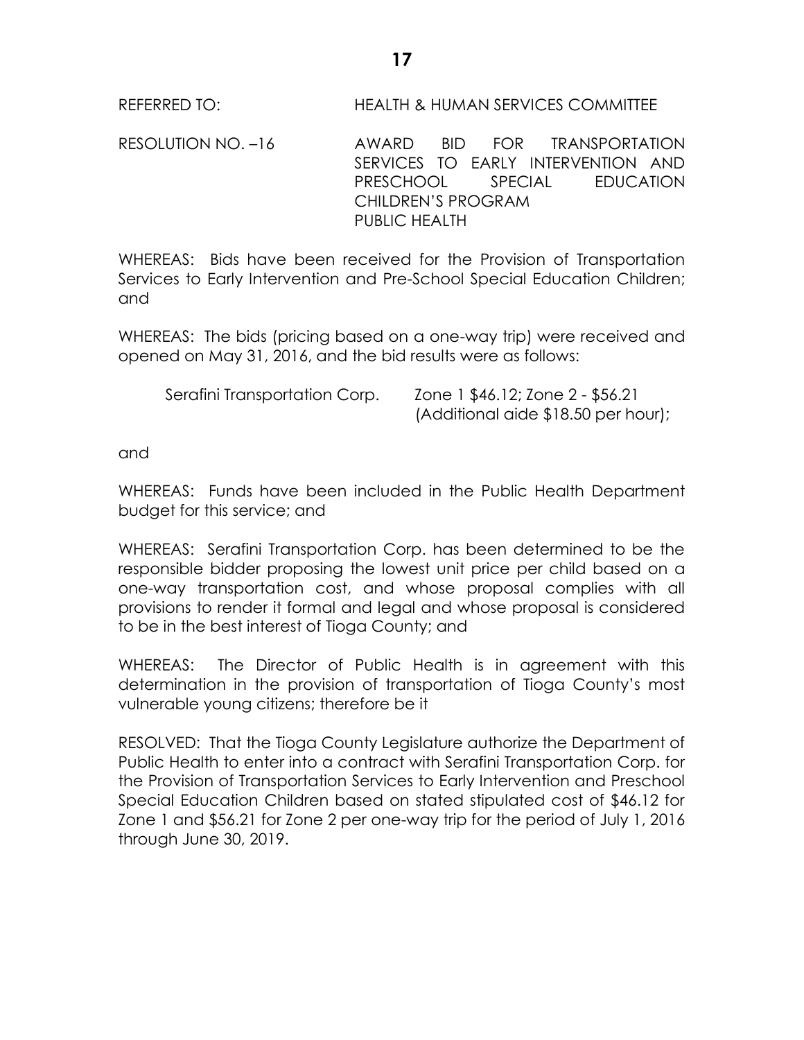REFERRED TO: HEALTH & HUMAN SERVICES COMMITTEE

RESOLUTION NO. –16 AWARD BID FOR TRANSPORTATION SERVICES TO EARLY INTERVENTION AND PRESCHOOL SPECIAL EDUCATION CHILDREN'S PROGRAM PUBLIC HEALTH

WHEREAS: Bids have been received for the Provision of Transportation Services to Early Intervention and Pre-School Special Education Children; and

WHEREAS: The bids (pricing based on a one-way trip) were received and opened on May 31, 2016, and the bid results were as follows:

Serafini Transportation Corp. Zone 1 $46.12; Zone 2 - $56.21 (Additional aide $18.50 per hour);

and

WHEREAS: Funds have been included in the Public Health Department budget for this service; and

WHEREAS: Serafini Transportation Corp. has been determined to be the responsible bidder proposing the lowest unit price per child based on a one-way transportation cost, and whose proposal complies with all provisions to render it formal and legal and whose proposal is considered to be in the best interest of Tioga County; and

WHEREAS: The Director of Public Health is in agreement with this determination in the provision of transportation of Tioga County's most vulnerable young citizens; therefore be it

RESOLVED: That the Tioga County Legislature authorize the Department of Public Health to enter into a contract with Serafini Transportation Corp. for the Provision of Transportation Services to Early Intervention and Preschool Special Education Children based on stated stipulated cost of $46.12 for Zone 1 and $56.21 for Zone 2 per one-way trip for the period of July 1, 2016 through June 30, 2019.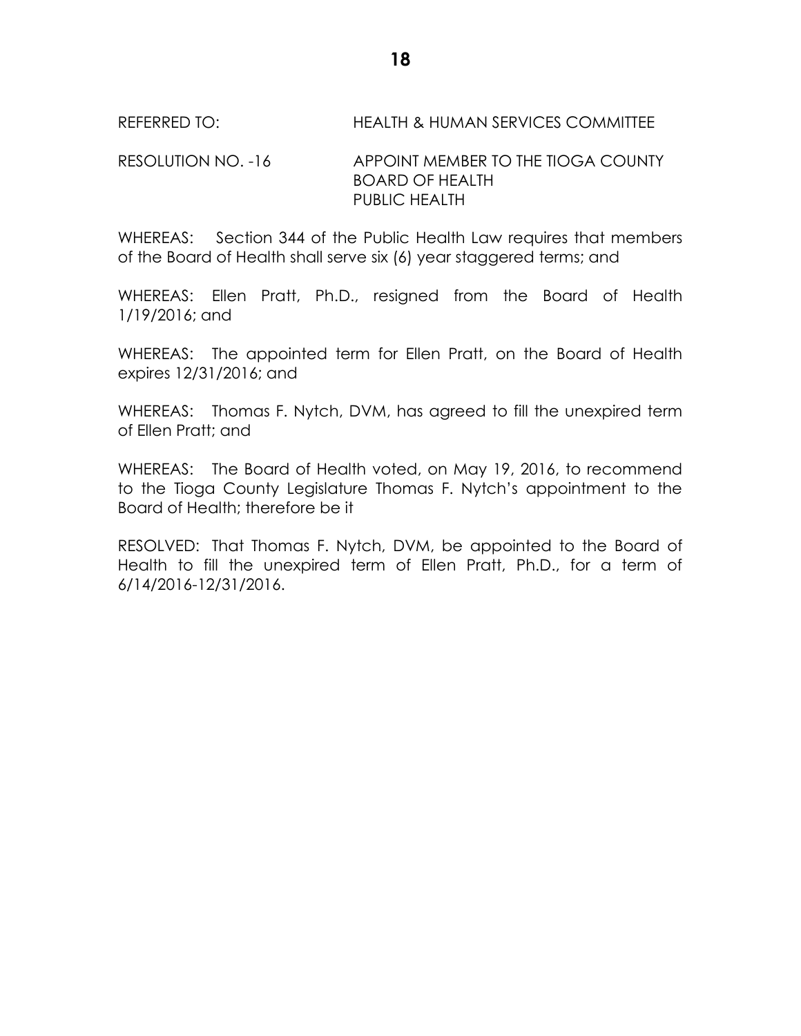REFERRED TO: HEALTH & HUMAN SERVICES COMMITTEE

RESOLUTION NO. -16 APPOINT MEMBER TO THE TIOGA COUNTY BOARD OF HEALTH PUBLIC HEALTH

WHEREAS: Section 344 of the Public Health Law requires that members of the Board of Health shall serve six (6) year staggered terms; and

WHEREAS: Ellen Pratt, Ph.D., resigned from the Board of Health 1/19/2016; and

WHEREAS: The appointed term for Ellen Pratt, on the Board of Health expires 12/31/2016; and

WHEREAS: Thomas F. Nytch, DVM, has agreed to fill the unexpired term of Ellen Pratt; and

WHEREAS: The Board of Health voted, on May 19, 2016, to recommend to the Tioga County Legislature Thomas F. Nytch's appointment to the Board of Health; therefore be it

RESOLVED: That Thomas F. Nytch, DVM, be appointed to the Board of Health to fill the unexpired term of Ellen Pratt, Ph.D., for a term of 6/14/2016-12/31/2016.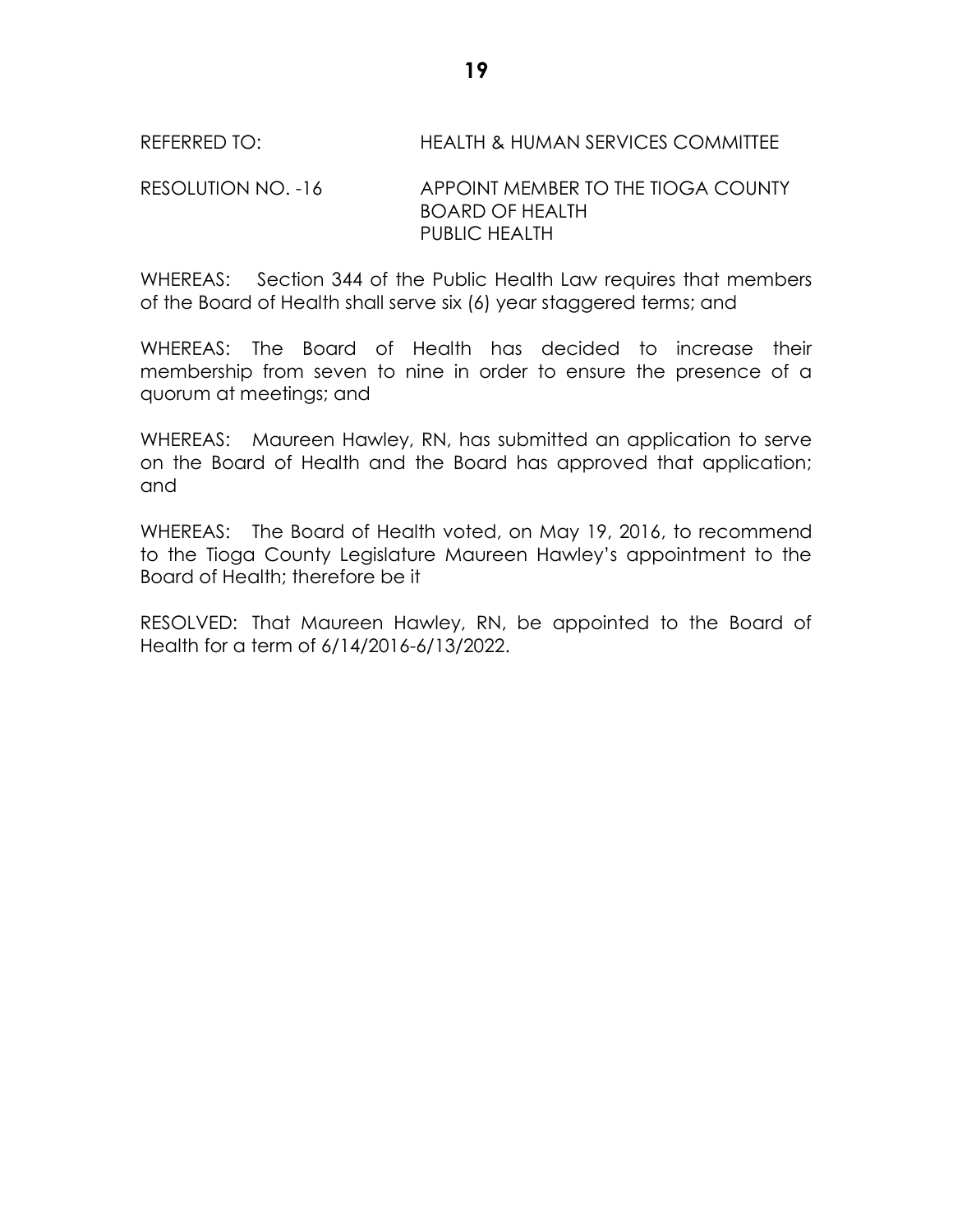REFERRED TO: HEALTH & HUMAN SERVICES COMMITTEE

RESOLUTION NO. -16 APPOINT MEMBER TO THE TIOGA COUNTY BOARD OF HEALTH PUBLIC HEALTH

WHEREAS: Section 344 of the Public Health Law requires that members of the Board of Health shall serve six (6) year staggered terms; and

WHEREAS: The Board of Health has decided to increase their membership from seven to nine in order to ensure the presence of a quorum at meetings; and

WHEREAS: Maureen Hawley, RN, has submitted an application to serve on the Board of Health and the Board has approved that application; and

WHEREAS: The Board of Health voted, on May 19, 2016, to recommend to the Tioga County Legislature Maureen Hawley's appointment to the Board of Health; therefore be it

RESOLVED: That Maureen Hawley, RN, be appointed to the Board of Health for a term of 6/14/2016-6/13/2022.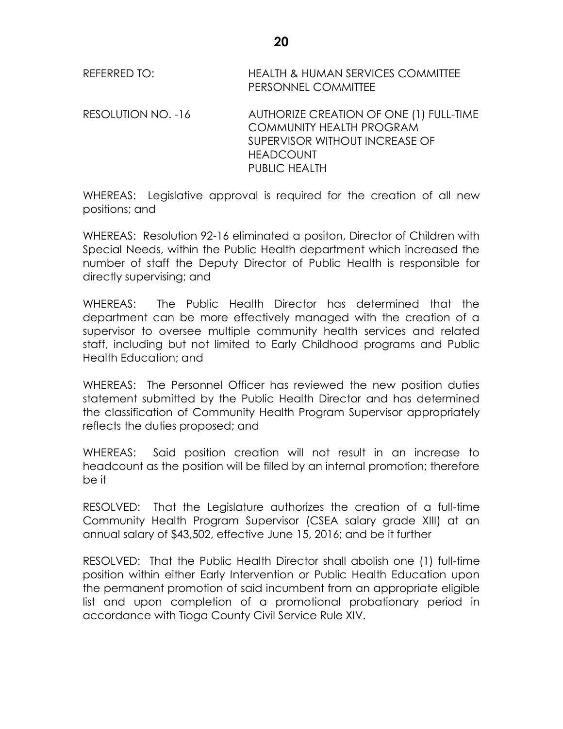REFERRED TO: HEALTH & HUMAN SERVICES COMMITTEE
PERSONNEL COMMITTEE

RESOLUTION NO. -16 AUTHORIZE CREATION OF ONE (1) FULL-TIME COMMUNITY HEALTH PROGRAM SUPERVISOR WITHOUT INCREASE OF HEADCOUNT
PUBLIC HEALTH

WHEREAS: Legislative approval is required for the creation of all new positions; and

WHEREAS: Resolution 92-16 eliminated a positon, Director of Children with Special Needs, within the Public Health department which increased the number of staff the Deputy Director of Public Health is responsible for directly supervising; and

WHEREAS: The Public Health Director has determined that the department can be more effectively managed with the creation of a supervisor to oversee multiple community health services and related staff, including but not limited to Early Childhood programs and Public Health Education; and

WHEREAS: The Personnel Officer has reviewed the new position duties statement submitted by the Public Health Director and has determined the classification of Community Health Program Supervisor appropriately reflects the duties proposed; and

WHEREAS: Said position creation will not result in an increase to headcount as the position will be filled by an internal promotion; therefore be it

RESOLVED: That the Legislature authorizes the creation of a full-time Community Health Program Supervisor (CSEA salary grade XIII) at an annual salary of $43,502, effective June 15, 2016; and be it further

RESOLVED: That the Public Health Director shall abolish one (1) full-time position within either Early Intervention or Public Health Education upon the permanent promotion of said incumbent from an appropriate eligible list and upon completion of a promotional probationary period in accordance with Tioga County Civil Service Rule XIV.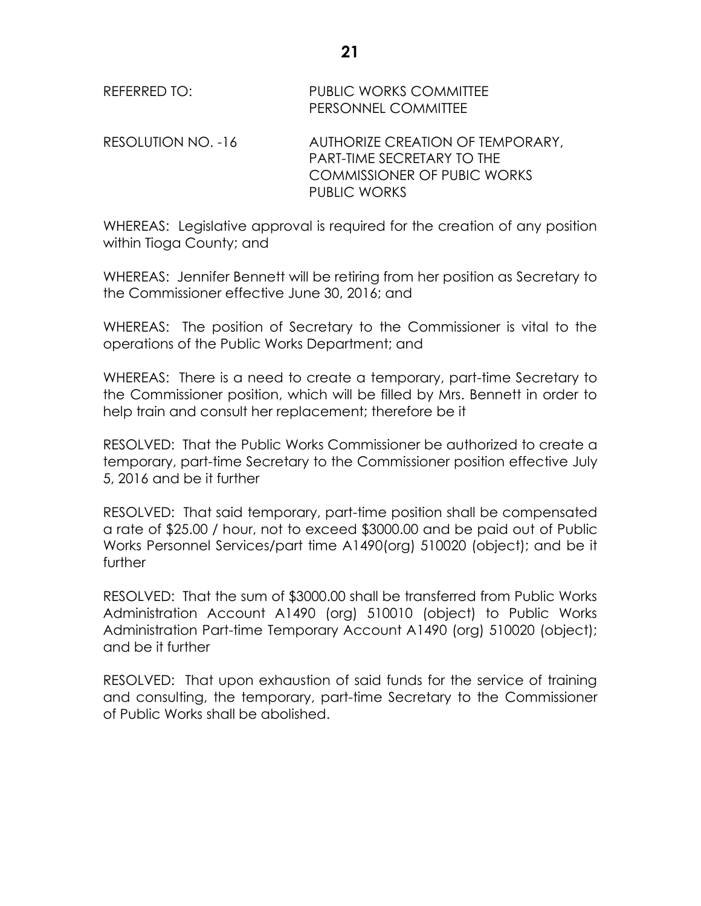REFERRED TO: PUBLIC WORKS COMMITTEE
PERSONNEL COMMITTEE

RESOLUTION NO. -16 AUTHORIZE CREATION OF TEMPORARY, PART-TIME SECRETARY TO THE COMMISSIONER OF PUBIC WORKS PUBLIC WORKS

WHEREAS: Legislative approval is required for the creation of any position within Tioga County; and

WHEREAS: Jennifer Bennett will be retiring from her position as Secretary to the Commissioner effective June 30, 2016; and

WHEREAS: The position of Secretary to the Commissioner is vital to the operations of the Public Works Department; and

WHEREAS: There is a need to create a temporary, part-time Secretary to the Commissioner position, which will be filled by Mrs. Bennett in order to help train and consult her replacement; therefore be it

RESOLVED: That the Public Works Commissioner be authorized to create a temporary, part-time Secretary to the Commissioner position effective July 5, 2016 and be it further

RESOLVED: That said temporary, part-time position shall be compensated a rate of $25.00 / hour, not to exceed $3000.00 and be paid out of Public Works Personnel Services/part time A1490(org) 510020 (object); and be it further

RESOLVED: That the sum of $3000.00 shall be transferred from Public Works Administration Account A1490 (org) 510010 (object) to Public Works Administration Part-time Temporary Account A1490 (org) 510020 (object); and be it further

RESOLVED: That upon exhaustion of said funds for the service of training and consulting, the temporary, part-time Secretary to the Commissioner of Public Works shall be abolished.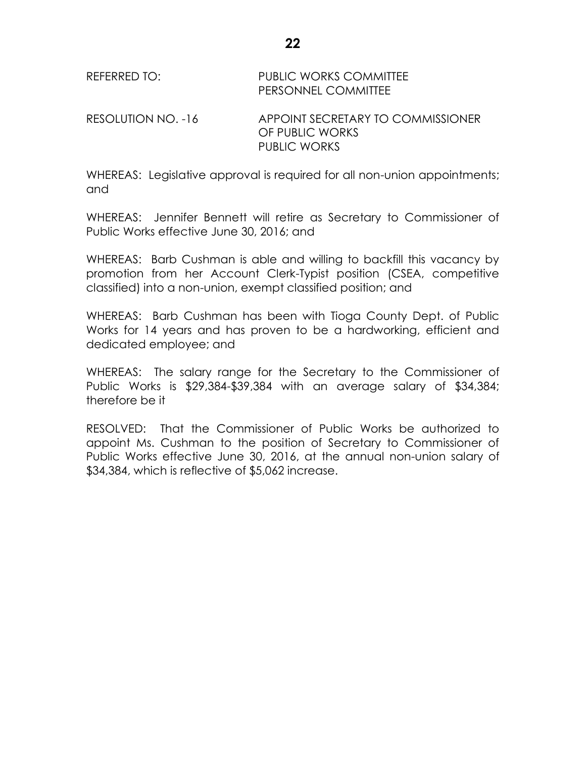REFERRED TO: PUBLIC WORKS COMMITTEE
PERSONNEL COMMITTEE

RESOLUTION NO. -16 APPOINT SECRETARY TO COMMISSIONER OF PUBLIC WORKS
PUBLIC WORKS

WHEREAS: Legislative approval is required for all non-union appointments; and

WHEREAS: Jennifer Bennett will retire as Secretary to Commissioner of Public Works effective June 30, 2016; and

WHEREAS: Barb Cushman is able and willing to backfill this vacancy by promotion from her Account Clerk-Typist position (CSEA, competitive classified) into a non-union, exempt classified position; and

WHEREAS: Barb Cushman has been with Tioga County Dept. of Public Works for 14 years and has proven to be a hardworking, efficient and dedicated employee; and

WHEREAS: The salary range for the Secretary to the Commissioner of Public Works is $29,384-$39,384 with an average salary of $34,384; therefore be it

RESOLVED: That the Commissioner of Public Works be authorized to appoint Ms. Cushman to the position of Secretary to Commissioner of Public Works effective June 30, 2016, at the annual non-union salary of $34,384, which is reflective of $5,062 increase.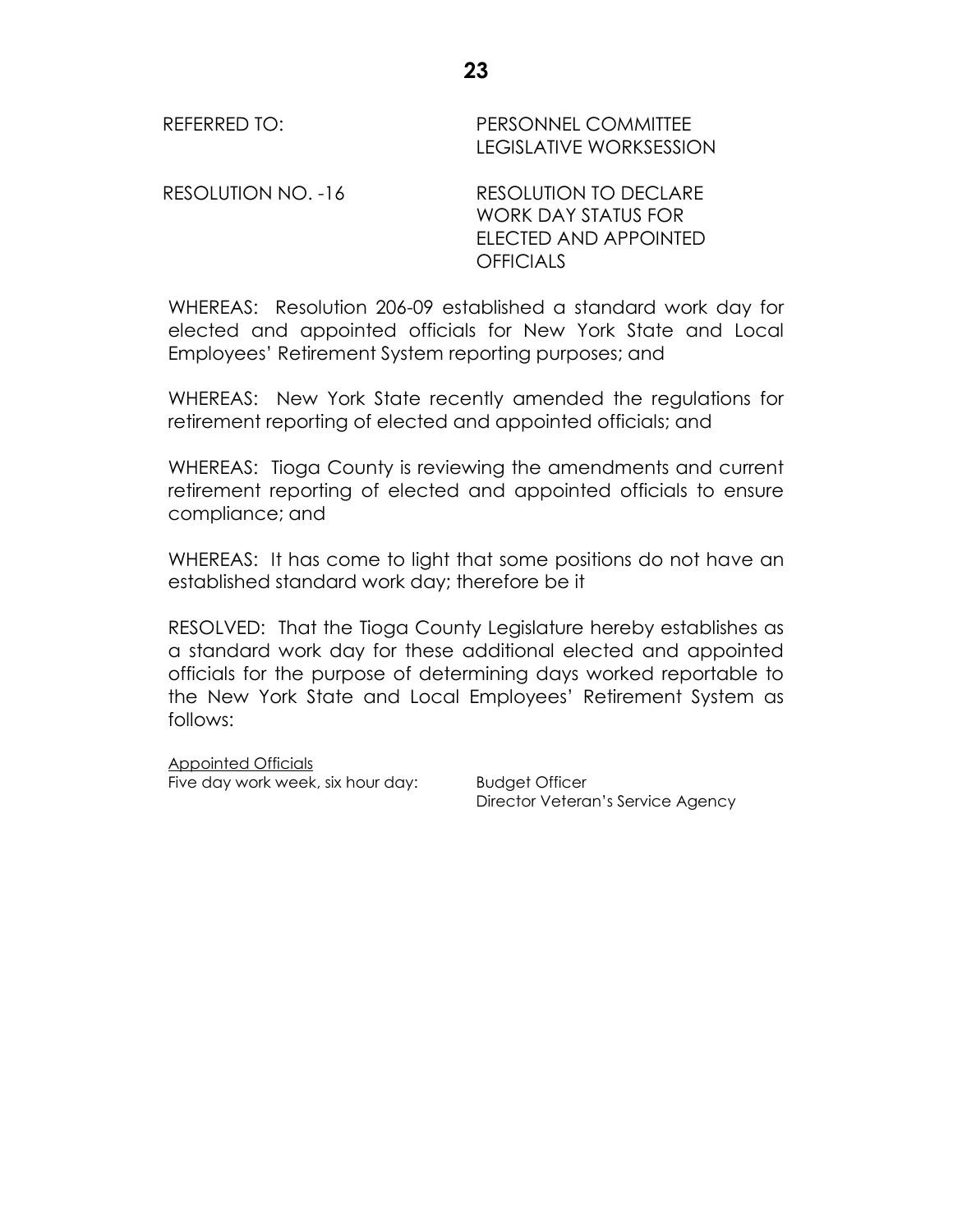REFERRED TO: PERSONNEL COMMITTEE
LEGISLATIVE WORKSESSION

RESOLUTION NO. -16 RESOLUTION TO DECLARE WORK DAY STATUS FOR ELECTED AND APPOINTED OFFICIALS

WHEREAS: Resolution 206-09 established a standard work day for elected and appointed officials for New York State and Local Employees' Retirement System reporting purposes; and

WHEREAS: New York State recently amended the regulations for retirement reporting of elected and appointed officials; and

WHEREAS: Tioga County is reviewing the amendments and current retirement reporting of elected and appointed officials to ensure compliance; and

WHEREAS: It has come to light that some positions do not have an established standard work day; therefore be it

RESOLVED: That the Tioga County Legislature hereby establishes as a standard work day for these additional elected and appointed officials for the purpose of determining days worked reportable to the New York State and Local Employees' Retirement System as follows:

<u>Appointed Officials</u>

Five day work week, six hour day: Budget Officer
Director Veteran's Service Agency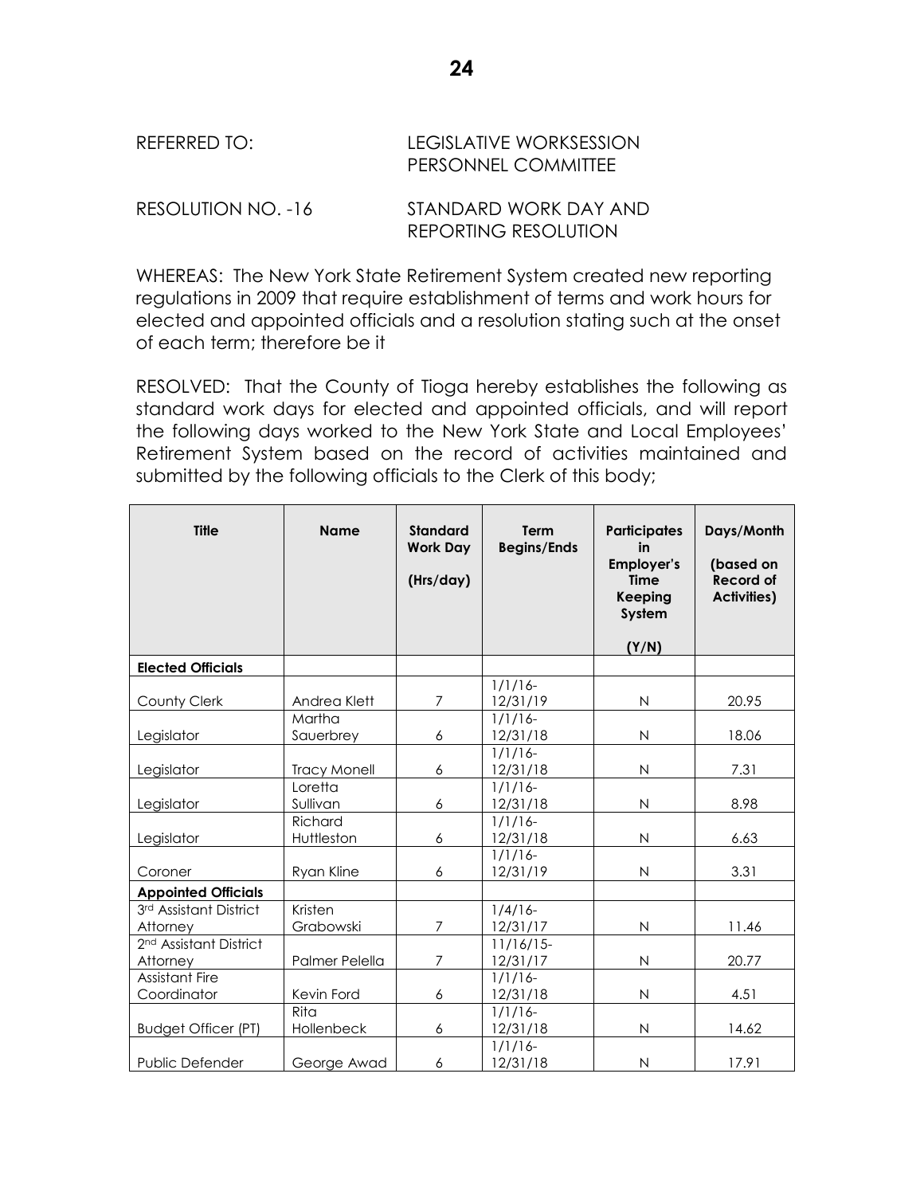REFERRED TO: LEGISLATIVE WORKSESSION
PERSONNEL COMMITTEE

RESOLUTION NO. -16 STANDARD WORK DAY AND REPORTING RESOLUTION

WHEREAS: The New York State Retirement System created new reporting regulations in 2009 that require establishment of terms and work hours for elected and appointed officials and a resolution stating such at the onset of each term; therefore be it

RESOLVED: That the County of Tioga hereby establishes the following as standard work days for elected and appointed officials, and will report the following days worked to the New York State and Local Employees' Retirement System based on the record of activities maintained and submitted by the following officials to the Clerk of this body;

| Title | Name | Standard Work Day (Hrs/day) | Term Begins/Ends | Participates in Employer's Time Keeping System (Y/N) | Days/Month (based on Record of Activities) |
|---|---|---|---|---|---|
| **Elected Officials** | | | | | |
| County Clerk | Andrea Klett | 7 | 1/1/16-12/31/19 | N | 20.95 |
| Legislator | Martha Sauerbrey | 6 | 1/1/16-12/31/18 | N | 18.06 |
| Legislator | Tracy Monell | 6 | 1/1/16-12/31/18 | N | 7.31 |
| Legislator | Loretta Sullivan | 6 | 1/1/16-12/31/18 | N | 8.98 |
| Legislator | Richard Huttleston | 6 | 1/1/16-12/31/18 | N | 6.63 |
| Coroner | Ryan Kline | 6 | 1/1/16-12/31/19 | N | 3.31 |
| **Appointed Officials** | | | | | |
| 3rd Assistant District Attorney | Kristen Grabowski | 7 | 1/4/16-12/31/17 | N | 11.46 |
| 2nd Assistant District Attorney | Palmer Pelella | 7 | 11/16/15-12/31/17 | N | 20.77 |
| Assistant Fire Coordinator | Kevin Ford | 6 | 1/1/16-12/31/18 | N | 4.51 |
| Budget Officer (PT) | Rita Hollenbeck | 6 | 1/1/16-12/31/18 | N | 14.62 |
| Public Defender | George Awad | 6 | 1/1/16-12/31/18 | N | 17.91 |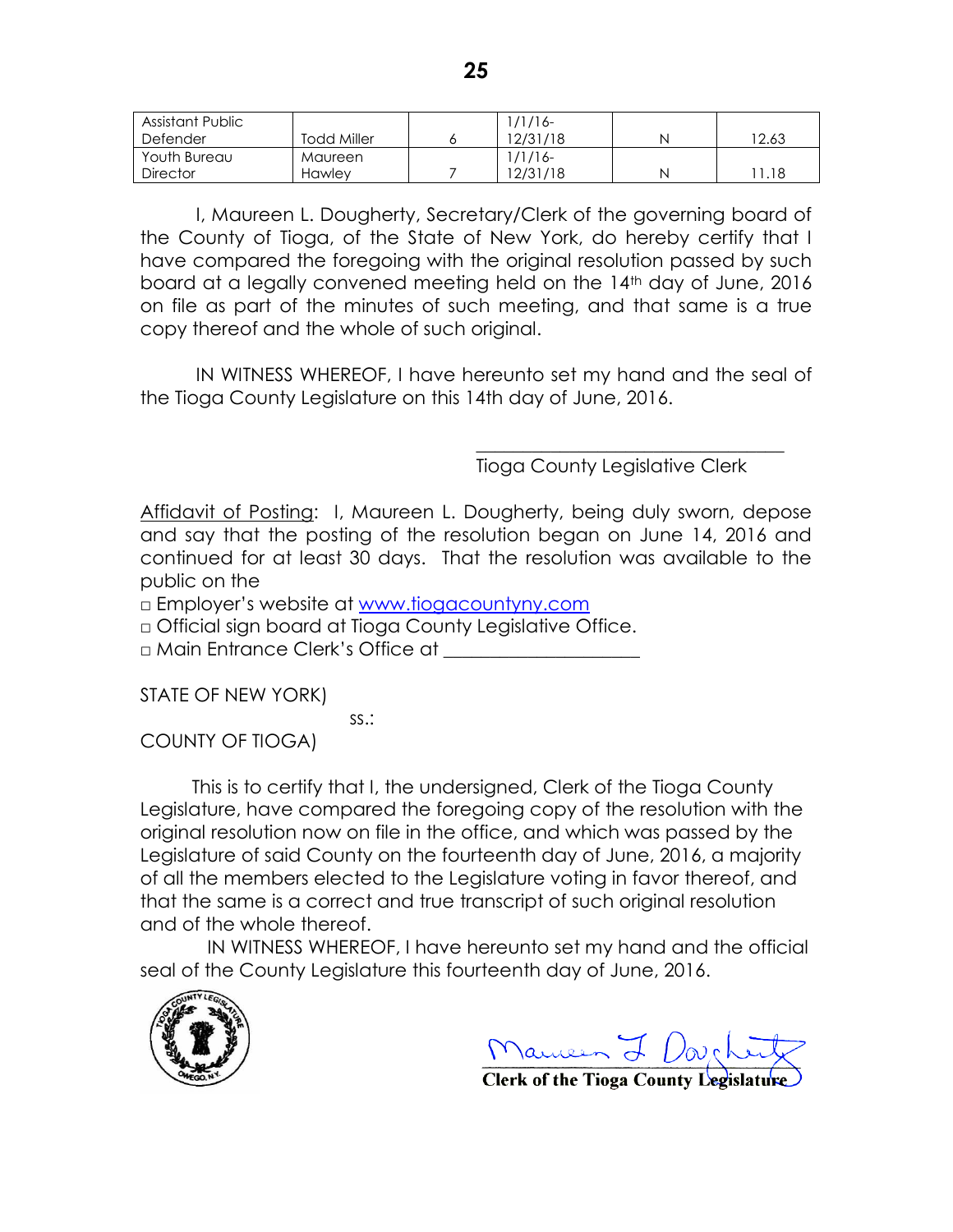| | | | | | |
|---|---|---|---|---|---|
| Assistant Public Defender | Todd Miller | 6 | 1/1/16-12/31/18 | N | 12.63 |
| Youth Bureau Director | Maureen Hawley | 7 | 1/1/16-12/31/18 | N | 11.18 |

I, Maureen L. Dougherty, Secretary/Clerk of the governing board of the County of Tioga, of the State of New York, do hereby certify that I have compared the foregoing with the original resolution passed by such board at a legally convened meeting held on the 14th day of June, 2016 on file as part of the minutes of such meeting, and that same is a true copy thereof and the whole of such original.

IN WITNESS WHEREOF, I have hereunto set my hand and the seal of the Tioga County Legislature on this 14th day of June, 2016.

_________________________________
Tioga County Legislative Clerk

Affidavit of Posting: I, Maureen L. Dougherty, being duly sworn, depose and say that the posting of the resolution began on June 14, 2016 and continued for at least 30 days. That the resolution was available to the public on the

□ Employer's website at www.tiogacountyny.com
□ Official sign board at Tioga County Legislative Office.
□ Main Entrance Clerk's Office at ____________________

STATE OF NEW YORK)
ss.:
COUNTY OF TIOGA)

This is to certify that I, the undersigned, Clerk of the Tioga County Legislature, have compared the foregoing copy of the resolution with the original resolution now on file in the office, and which was passed by the Legislature of said County on the fourteenth day of June, 2016, a majority of all the members elected to the Legislature voting in favor thereof, and that the same is a correct and true transcript of such original resolution and of the whole thereof.

IN WITNESS WHEREOF, I have hereunto set my hand and the official seal of the County Legislature this fourteenth day of June, 2016.

Maureen L Dougherty
**Clerk of the Tioga County Legislature**